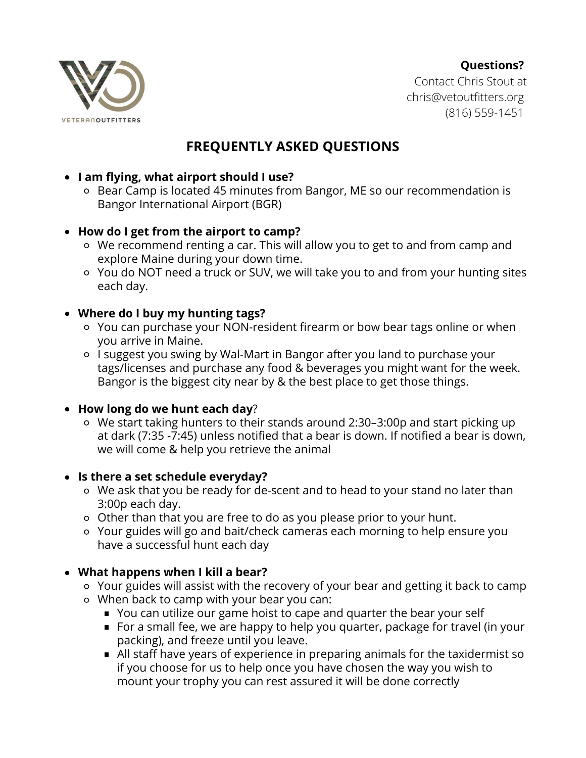VETERANOUTFITTERS

**Questions?**
Contact Chris Stout at
chris@vetoutfitters.org
(816) 559-1451

# FREQUENTLY ASKED QUESTIONS

- **I am flying, what airport should I use?**
  - Bear Camp is located 45 minutes from Bangor, ME so our recommendation is Bangor International Airport (BGR)

- **How do I get from the airport to camp?**
  - We recommend renting a car. This will allow you to get to and from camp and explore Maine during your down time.
  - You do NOT need a truck or SUV, we will take you to and from your hunting sites each day.

- **Where do I buy my hunting tags?**
  - You can purchase your NON-resident firearm or bow bear tags online or when you arrive in Maine.
  - I suggest you swing by Wal-Mart in Bangor after you land to purchase your tags/licenses and purchase any food & beverages you might want for the week. Bangor is the biggest city near by & the best place to get those things.

- **How long do we hunt each day**?
  - We start taking hunters to their stands around 2:30–3:00p and start picking up at dark (7:35 -7:45) unless notified that a bear is down. If notified a bear is down, we will come & help you retrieve the animal

- **Is there a set schedule everyday?**
  - We ask that you be ready for de-scent and to head to your stand no later than 3:00p each day.
  - Other than that you are free to do as you please prior to your hunt.
  - Your guides will go and bait/check cameras each morning to help ensure you have a successful hunt each day

- **What happens when I kill a bear?**
  - Your guides will assist with the recovery of your bear and getting it back to camp
  - When back to camp with your bear you can:
    - You can utilize our game hoist to cape and quarter the bear your self
    - For a small fee, we are happy to help you quarter, package for travel (in your packing), and freeze until you leave.
    - All staff have years of experience in preparing animals for the taxidermist so if you choose for us to help once you have chosen the way you wish to mount your trophy you can rest assured it will be done correctly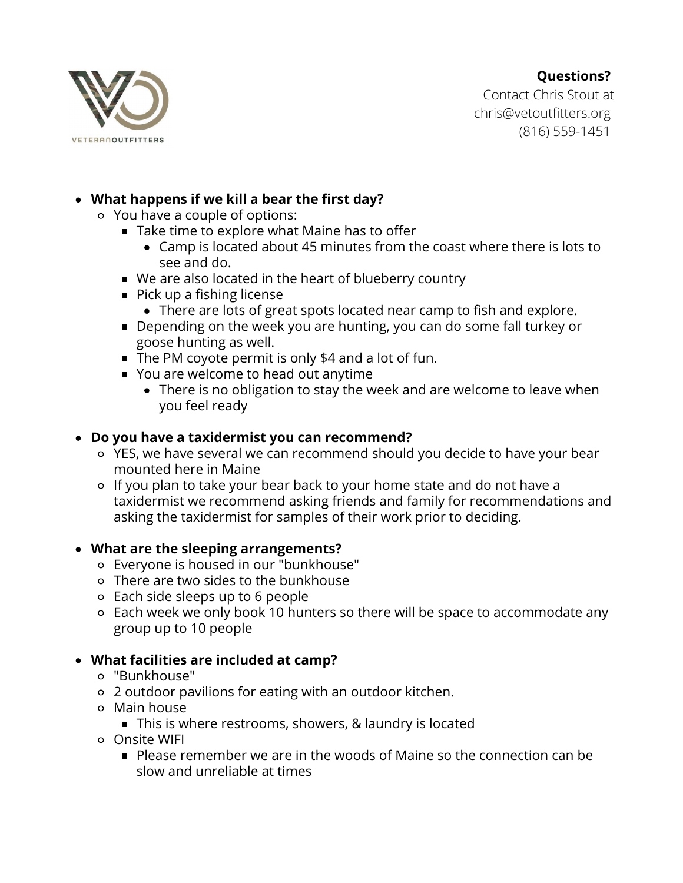VETERANOUTFITTERS

**Questions?**
Contact Chris Stout at
chris@vetoutfitters.org
(816) 559-1451

- **What happens if we kill a bear the first day?**
  - You have a couple of options:
    - Take time to explore what Maine has to offer
      - Camp is located about 45 minutes from the coast where there is lots to see and do.
    - We are also located in the heart of blueberry country
    - Pick up a fishing license
      - There are lots of great spots located near camp to fish and explore.
    - Depending on the week you are hunting, you can do some fall turkey or goose hunting as well.
    - The PM coyote permit is only $4 and a lot of fun.
    - You are welcome to head out anytime
      - There is no obligation to stay the week and are welcome to leave when you feel ready

- **Do you have a taxidermist you can recommend?**
  - YES, we have several we can recommend should you decide to have your bear mounted here in Maine
  - If you plan to take your bear back to your home state and do not have a taxidermist we recommend asking friends and family for recommendations and asking the taxidermist for samples of their work prior to deciding.

- **What are the sleeping arrangements?**
  - Everyone is housed in our "bunkhouse"
  - There are two sides to the bunkhouse
  - Each side sleeps up to 6 people
  - Each week we only book 10 hunters so there will be space to accommodate any group up to 10 people

- **What facilities are included at camp?**
  - "Bunkhouse"
  - 2 outdoor pavilions for eating with an outdoor kitchen.
  - Main house
    - This is where restrooms, showers, & laundry is located
  - Onsite WIFI
    - Please remember we are in the woods of Maine so the connection can be slow and unreliable at times